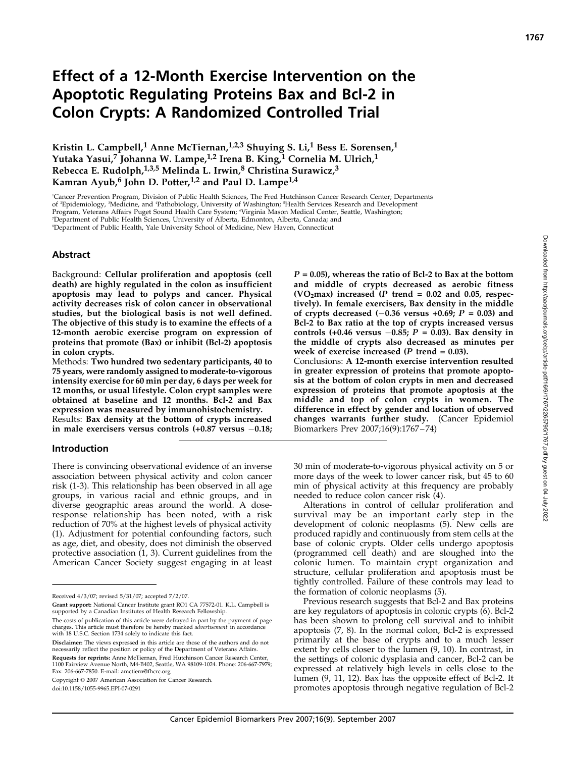# Effect of a 12-Month Exercise Intervention on the Apoptotic Regulating Proteins Bax and Bcl-2 in Colon Crypts: A Randomized Controlled Trial

**Kristin L. Campbell,[1] Anne McTiernan,[1,2,3] Shuying S. Li,[1] Bess E. Sorensen,[1] Yutaka Yasui,[7] Johanna W. Lampe,[1,2] Irena B. King,[1] Cornelia M. Ulrich,[1] Rebecca E. Rudolph,[1,3,5] Melinda L. Irwin,[8] Christina Surawicz,[3] Kamran Ayub,[6] John D. Potter,[1,2] and Paul D. Lampe[1,4]**

[1]Cancer Prevention Program, Division of Public Health Sciences, The Fred Hutchinson Cancer Research Center; Departments of [2]Epidemiology, [3]Medicine, and [4]Pathobiology, University of Washington; [5]Health Services Research and Development Program, Veterans Affairs Puget Sound Health Care System; [6]Virginia Mason Medical Center, Seattle, Washington; [7]Department of Public Health Sciences, University of Alberta, Edmonton, Alberta, Canada; and [8]Department of Public Health, Yale University School of Medicine, New Haven, Connecticut

## Abstract

Background: **Cellular proliferation and apoptosis (cell death) are highly regulated in the colon as insufficient apoptosis may lead to polyps and cancer. Physical activity decreases risk of colon cancer in observational studies, but the biological basis is not well defined. The objective of this study is to examine the effects of a 12-month aerobic exercise program on expression of proteins that promote (Bax) or inhibit (Bcl-2) apoptosis in colon crypts.**

Methods: **Two hundred two sedentary participants, 40 to 75 years, were randomly assigned to moderate-to-vigorous intensity exercise for 60 min per day, 6 days per week for 12 months, or usual lifestyle. Colon crypt samples were obtained at baseline and 12 months. Bcl-2 and Bax expression was measured by immunohistochemistry.**

Results: **Bax density at the bottom of crypts increased in male exercisers versus controls (+0.87 versus −0.18; $P = 0.05$), whereas the ratio of Bcl-2 to Bax at the bottom and middle of crypts decreased as aerobic fitness ($VO_2max$) increased ($P$ trend = 0.02 and 0.05, respectively). In female exercisers, Bax density in the middle of crypts decreased (−0.36 versus +0.69; $P = 0.03$) and Bcl-2 to Bax ratio at the top of crypts increased versus controls (+0.46 versus −0.85; $P = 0.03$). Bax density in the middle of crypts also decreased as minutes per week of exercise increased ($P$ trend = 0.03).**

Conclusions: **A 12-month exercise intervention resulted in greater expression of proteins that promote apoptosis at the bottom of colon crypts in men and decreased expression of proteins that promote apoptosis at the middle and top of colon crypts in women. The difference in effect by gender and location of observed changes warrants further study.** (Cancer Epidemiol Biomarkers Prev 2007;16(9):1767–74)

## Introduction

There is convincing observational evidence of an inverse association between physical activity and colon cancer risk (1-3). This relationship has been observed in all age groups, in various racial and ethnic groups, and in diverse geographic areas around the world. A dose-response relationship has been noted, with a risk reduction of 70% at the highest levels of physical activity (1). Adjustment for potential confounding factors, such as age, diet, and obesity, does not diminish the observed protective association (1, 3). Current guidelines from the American Cancer Society suggest engaging in at least 30 min of moderate-to-vigorous physical activity on 5 or more days of the week to lower cancer risk, but 45 to 60 min of physical activity at this frequency are probably needed to reduce colon cancer risk (4).

Alterations in control of cellular proliferation and survival may be an important early step in the development of colonic neoplasms (5). New cells are produced rapidly and continuously from stem cells at the base of colonic crypts. Older cells undergo apoptosis (programmed cell death) and are sloughed into the colonic lumen. To maintain crypt organization and structure, cellular proliferation and apoptosis must be tightly controlled. Failure of these controls may lead to the formation of colonic neoplasms (5).

Previous research suggests that Bcl-2 and Bax proteins are key regulators of apoptosis in colonic crypts (6). Bcl-2 has been shown to prolong cell survival and to inhibit apoptosis (7, 8). In the normal colon, Bcl-2 is expressed primarily at the base of crypts and to a much lesser extent by cells closer to the lumen (9, 10). In contrast, in the settings of colonic dysplasia and cancer, Bcl-2 can be expressed at relatively high levels in cells close to the lumen (9, 11, 12). Bax has the opposite effect of Bcl-2. It promotes apoptosis through negative regulation of Bcl-2

---

Received 4/3/07; revised 5/31/07; accepted 7/2/07.

**Grant support:** National Cancer Institute grant RO1 CA 77572-01. K.L. Campbell is supported by a Canadian Institutes of Health Research Fellowship.

The costs of publication of this article were defrayed in part by the payment of page charges. This article must therefore be hereby marked *advertisement* in accordance with 18 U.S.C. Section 1734 solely to indicate this fact.

**Disclaimer:** The views expressed in this article are those of the authors and do not necessarily reflect the position or policy of the Department of Veterans Affairs.

**Requests for reprints:** Anne McTiernan, Fred Hutchinson Cancer Research Center, 1100 Fairview Avenue North, M4-B402, Seattle, WA 98109-1024. Phone: 206-667-7979; Fax: 206-667-7850. E-mail: amctiern@fhcrc.org

Copyright © 2007 American Association for Cancer Research.

doi:10.1158/1055-9965.EPI-07-0291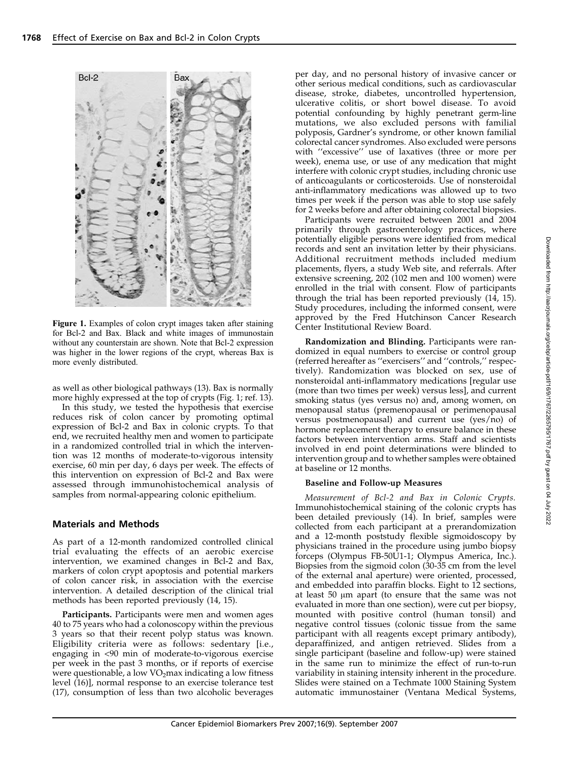**Figure 1.** Examples of colon crypt images taken after staining for Bcl-2 and Bax. Black and white images of immunostain without any counterstain are shown. Note that Bcl-2 expression was higher in the lower regions of the crypt, whereas Bax is more evenly distributed.

as well as other biological pathways (13). Bax is normally more highly expressed at the top of crypts (Fig. 1; ref. 13).

In this study, we tested the hypothesis that exercise reduces risk of colon cancer by promoting optimal expression of Bcl-2 and Bax in colonic crypts. To that end, we recruited healthy men and women to participate in a randomized controlled trial in which the intervention was 12 months of moderate-to-vigorous intensity exercise, 60 min per day, 6 days per week. The effects of this intervention on expression of Bcl-2 and Bax were assessed through immunohistochemical analysis of samples from normal-appearing colonic epithelium.

## Materials and Methods

As part of a 12-month randomized controlled clinical trial evaluating the effects of an aerobic exercise intervention, we examined changes in Bcl-2 and Bax, markers of colon crypt apoptosis and potential markers of colon cancer risk, in association with the exercise intervention. A detailed description of the clinical trial methods has been reported previously (14, 15).

**Participants.** Participants were men and women ages 40 to 75 years who had a colonoscopy within the previous 3 years so that their recent polyp status was known. Eligibility criteria were as follows: sedentary [i.e., engaging in <90 min of moderate-to-vigorous exercise per week in the past 3 months, or if reports of exercise were questionable, a low $VO_2$max indicating a low fitness level (16)], normal response to an exercise tolerance test (17), consumption of less than two alcoholic beverages per day, and no personal history of invasive cancer or other serious medical conditions, such as cardiovascular disease, stroke, diabetes, uncontrolled hypertension, ulcerative colitis, or short bowel disease. To avoid potential confounding by highly penetrant germ-line mutations, we also excluded persons with familial polyposis, Gardner's syndrome, or other known familial colorectal cancer syndromes. Also excluded were persons with ''excessive'' use of laxatives (three or more per week), enema use, or use of any medication that might interfere with colonic crypt studies, including chronic use of anticoagulants or corticosteroids. Use of nonsteroidal anti-inflammatory medications was allowed up to two times per week if the person was able to stop use safely for 2 weeks before and after obtaining colorectal biopsies.

Participants were recruited between 2001 and 2004 primarily through gastroenterology practices, where potentially eligible persons were identified from medical records and sent an invitation letter by their physicians. Additional recruitment methods included medium placements, flyers, a study Web site, and referrals. After extensive screening, 202 (102 men and 100 women) were enrolled in the trial with consent. Flow of participants through the trial has been reported previously (14, 15). Study procedures, including the informed consent, were approved by the Fred Hutchinson Cancer Research Center Institutional Review Board.

**Randomization and Blinding.** Participants were randomized in equal numbers to exercise or control group (referred hereafter as ''exercisers'' and ''controls,'' respectively). Randomization was blocked on sex, use of nonsteroidal anti-inflammatory medications [regular use (more than two times per week) versus less], and current smoking status (yes versus no) and, among women, on menopausal status (premenopausal or perimenopausal versus postmenopausal) and current use (yes/no) of hormone replacement therapy to ensure balance in these factors between intervention arms. Staff and scientists involved in end point determinations were blinded to intervention group and to whether samples were obtained at baseline or 12 months.

### Baseline and Follow-up Measures

*Measurement of Bcl-2 and Bax in Colonic Crypts.* Immunohistochemical staining of the colonic crypts has been detailed previously (14). In brief, samples were collected from each participant at a prerandomization and a 12-month poststudy flexible sigmoidoscopy by physicians trained in the procedure using jumbo biopsy forceps (Olympus FB-50U1-1; Olympus America, Inc.). Biopsies from the sigmoid colon (30-35 cm from the level of the external anal aperture) were oriented, processed, and embedded into paraffin blocks. Eight to 12 sections, at least 50 μm apart (to ensure that the same was not evaluated in more than one section), were cut per biopsy, mounted with positive control (human tonsil) and negative control tissues (colonic tissue from the same participant with all reagents except primary antibody), deparaffinized, and antigen retrieved. Slides from a single participant (baseline and follow-up) were stained in the same run to minimize the effect of run-to-run variability in staining intensity inherent in the procedure. Slides were stained on a Techmate 1000 Staining System automatic immunostainer (Ventana Medical Systems,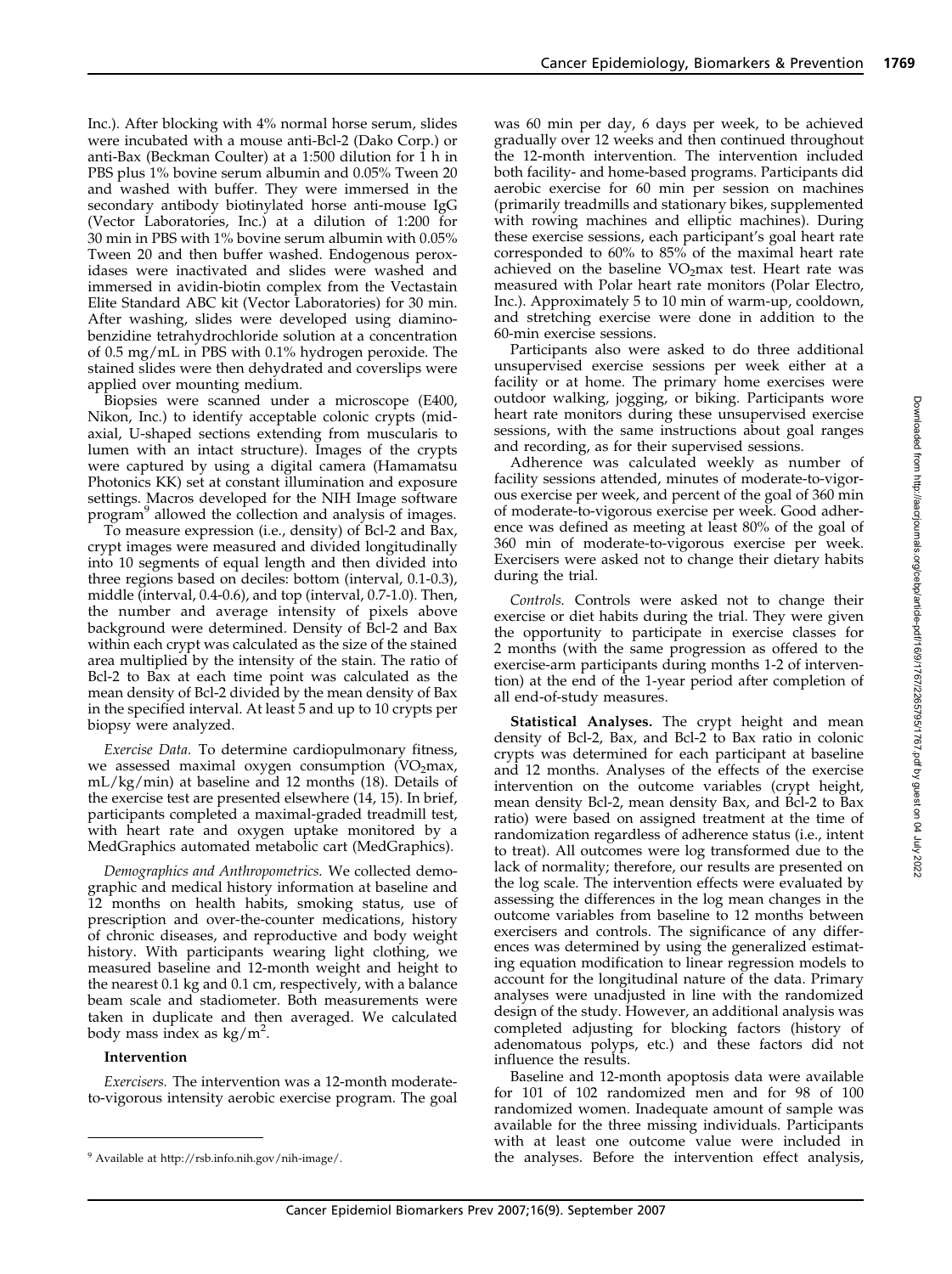Inc.). After blocking with 4% normal horse serum, slides were incubated with a mouse anti-Bcl-2 (Dako Corp.) or anti-Bax (Beckman Coulter) at a 1:500 dilution for 1 h in PBS plus 1% bovine serum albumin and 0.05% Tween 20 and washed with buffer. They were immersed in the secondary antibody biotinylated horse anti-mouse IgG (Vector Laboratories, Inc.) at a dilution of 1:200 for 30 min in PBS with 1% bovine serum albumin with 0.05% Tween 20 and then buffer washed. Endogenous peroxidases were inactivated and slides were washed and immersed in avidin-biotin complex from the Vectastain Elite Standard ABC kit (Vector Laboratories) for 30 min. After washing, slides were developed using diaminobenzidine tetrahydrochloride solution at a concentration of 0.5 mg/mL in PBS with 0.1% hydrogen peroxide. The stained slides were then dehydrated and coverslips were applied over mounting medium.

Biopsies were scanned under a microscope (E400, Nikon, Inc.) to identify acceptable colonic crypts (mid-axial, U-shaped sections extending from muscularis to lumen with an intact structure). Images of the crypts were captured by using a digital camera (Hamamatsu Photonics KK) set at constant illumination and exposure settings. Macros developed for the NIH Image software program[9] allowed the collection and analysis of images.

To measure expression (i.e., density) of Bcl-2 and Bax, crypt images were measured and divided longitudinally into 10 segments of equal length and then divided into three regions based on deciles: bottom (interval, 0.1-0.3), middle (interval, 0.4-0.6), and top (interval, 0.7-1.0). Then, the number and average intensity of pixels above background were determined. Density of Bcl-2 and Bax within each crypt was calculated as the size of the stained area multiplied by the intensity of the stain. The ratio of Bcl-2 to Bax at each time point was calculated as the mean density of Bcl-2 divided by the mean density of Bax in the specified interval. At least 5 and up to 10 crypts per biopsy were analyzed.

*Exercise Data.* To determine cardiopulmonary fitness, we assessed maximal oxygen consumption ($VO_2$max, mL/kg/min) at baseline and 12 months (18). Details of the exercise test are presented elsewhere (14, 15). In brief, participants completed a maximal-graded treadmill test, with heart rate and oxygen uptake monitored by a MedGraphics automated metabolic cart (MedGraphics).

*Demographics and Anthropometrics.* We collected demographic and medical history information at baseline and 12 months on health habits, smoking status, use of prescription and over-the-counter medications, history of chronic diseases, and reproductive and body weight history. With participants wearing light clothing, we measured baseline and 12-month weight and height to the nearest 0.1 kg and 0.1 cm, respectively, with a balance beam scale and stadiometer. Both measurements were taken in duplicate and then averaged. We calculated body mass index as kg/m$^2$.

**Intervention**

*Exercisers.* The intervention was a 12-month moderate-to-vigorous intensity aerobic exercise program. The goal was 60 min per day, 6 days per week, to be achieved gradually over 12 weeks and then continued throughout the 12-month intervention. The intervention included both facility- and home-based programs. Participants did aerobic exercise for 60 min per session on machines (primarily treadmills and stationary bikes, supplemented with rowing machines and elliptic machines). During these exercise sessions, each participant's goal heart rate corresponded to 60% to 85% of the maximal heart rate achieved on the baseline $VO_2$max test. Heart rate was measured with Polar heart rate monitors (Polar Electro, Inc.). Approximately 5 to 10 min of warm-up, cooldown, and stretching exercise were done in addition to the 60-min exercise sessions.

Participants also were asked to do three additional unsupervised exercise sessions per week either at a facility or at home. The primary home exercises were outdoor walking, jogging, or biking. Participants wore heart rate monitors during these unsupervised exercise sessions, with the same instructions about goal ranges and recording, as for their supervised sessions.

Adherence was calculated weekly as number of facility sessions attended, minutes of moderate-to-vigorous exercise per week, and percent of the goal of 360 min of moderate-to-vigorous exercise per week. Good adherence was defined as meeting at least 80% of the goal of 360 min of moderate-to-vigorous exercise per week. Exercisers were asked not to change their dietary habits during the trial.

*Controls.* Controls were asked not to change their exercise or diet habits during the trial. They were given the opportunity to participate in exercise classes for 2 months (with the same progression as offered to the exercise-arm participants during months 1-2 of intervention) at the end of the 1-year period after completion of all end-of-study measures.

**Statistical Analyses.** The crypt height and mean density of Bcl-2, Bax, and Bcl-2 to Bax ratio in colonic crypts was determined for each participant at baseline and 12 months. Analyses of the effects of the exercise intervention on the outcome variables (crypt height, mean density Bcl-2, mean density Bax, and Bcl-2 to Bax ratio) were based on assigned treatment at the time of randomization regardless of adherence status (i.e., intent to treat). All outcomes were log transformed due to the lack of normality; therefore, our results are presented on the log scale. The intervention effects were evaluated by assessing the differences in the log mean changes in the outcome variables from baseline to 12 months between exercisers and controls. The significance of any differences was determined by using the generalized estimating equation modification to linear regression models to account for the longitudinal nature of the data. Primary analyses were unadjusted in line with the randomized design of the study. However, an additional analysis was completed adjusting for blocking factors (history of adenomatous polyps, etc.) and these factors did not influence the results.

Baseline and 12-month apoptosis data were available for 101 of 102 randomized men and for 98 of 100 randomized women. Inadequate amount of sample was available for the three missing individuals. Participants with at least one outcome value were included in the analyses. Before the intervention effect analysis,

[9] Available at http://rsb.info.nih.gov/nih-image/.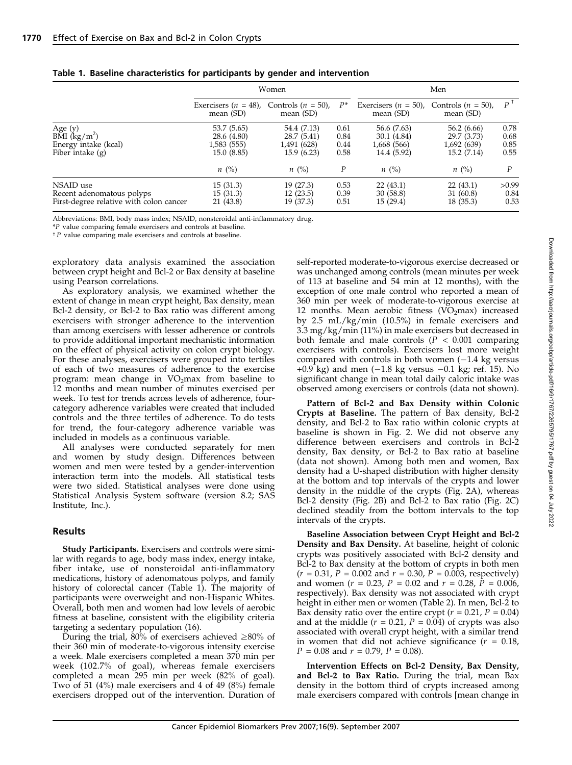**Table 1. Baseline characteristics for participants by gender and intervention**

| | Women | | | Men | | |
|---|---|---|---|---|---|---|
| | Exercisers ($n$ = 48), mean (SD) | Controls ($n$ = 50), mean (SD) | $P$* | Exercisers ($n$ = 50), mean (SD) | Controls ($n$ = 50), mean (SD) | $P$ † |
| Age (y) | 53.7 (5.65) | 54.4 (7.13) | 0.61 | 56.6 (7.63) | 56.2 (6.66) | 0.78 |
| BMI (kg/m$^2$) | 28.6 (4.80) | 28.7 (5.41) | 0.84 | 30.1 (4.84) | 29.7 (3.73) | 0.68 |
| Energy intake (kcal) | 1,583 (555) | 1,491 (628) | 0.44 | 1,668 (566) | 1,692 (639) | 0.85 |
| Fiber intake (g) | 15.0 (8.85) | 15.9 (6.23) | 0.58 | 14.4 (5.92) | 15.2 (7.14) | 0.55 |
| | $n$ (%) | $n$ (%) | $P$ | $n$ (%) | $n$ (%) | $P$ |
| NSAID use | 15 (31.3) | 19 (27.3) | 0.53 | 22 (43.1) | 22 (43.1) | >0.99 |
| Recent adenomatous polyps | 15 (31.3) | 12 (23.5) | 0.39 | 30 (58.8) | 31 (60.8) | 0.84 |
| First-degree relative with colon cancer | 21 (43.8) | 19 (37.3) | 0.51 | 15 (29.4) | 18 (35.3) | 0.53 |

Abbreviations: BMI, body mass index; NSAID, nonsteroidal anti-inflammatory drug.

*$P$ value comparing female exercisers and controls at baseline.

†$P$ value comparing male exercisers and controls at baseline.

exploratory data analysis examined the association between crypt height and Bcl-2 or Bax density at baseline using Pearson correlations.

As exploratory analysis, we examined whether the extent of change in mean crypt height, Bax density, mean Bcl-2 density, or Bcl-2 to Bax ratio was different among exercisers with stronger adherence to the intervention than among exercisers with lesser adherence or controls to provide additional important mechanistic information on the effect of physical activity on colon crypt biology. For these analyses, exercisers were grouped into tertiles of each of two measures of adherence to the exercise program: mean change in $VO_2$max from baseline to 12 months and mean number of minutes exercised per week. To test for trends across levels of adherence, four-category adherence variables were created that included controls and the three tertiles of adherence. To do tests for trend, the four-category adherence variable was included in models as a continuous variable.

All analyses were conducted separately for men and women by study design. Differences between women and men were tested by a gender-intervention interaction term into the models. All statistical tests were two sided. Statistical analyses were done using Statistical Analysis System software (version 8.2; SAS Institute, Inc.).

## Results

**Study Participants.** Exercisers and controls were similar with regards to age, body mass index, energy intake, fiber intake, use of nonsteroidal anti-inflammatory medications, history of adenomatous polyps, and family history of colorectal cancer (Table 1). The majority of participants were overweight and non-Hispanic Whites. Overall, both men and women had low levels of aerobic fitness at baseline, consistent with the eligibility criteria targeting a sedentary population (16).

During the trial, 80% of exercisers achieved ≥80% of their 360 min of moderate-to-vigorous intensity exercise a week. Male exercisers completed a mean 370 min per week (102.7% of goal), whereas female exercisers completed a mean 295 min per week (82% of goal). Two of 51 (4%) male exercisers and 4 of 49 (8%) female exercisers dropped out of the intervention. Duration of self-reported moderate-to-vigorous exercise decreased or was unchanged among controls (mean minutes per week of 113 at baseline and 54 min at 12 months), with the exception of one male control who reported a mean of 360 min per week of moderate-to-vigorous exercise at 12 months. Mean aerobic fitness ($VO_2$max) increased by 2.5 mL/kg/min (10.5%) in female exercisers and 3.3 mg/kg/min (11%) in male exercisers but decreased in both female and male controls ($P$ < 0.001 comparing exercisers with controls). Exercisers lost more weight compared with controls in both women (−1.4 kg versus +0.9 kg) and men (−1.8 kg versus −0.1 kg; ref. 15). No significant change in mean total daily caloric intake was observed among exercisers or controls (data not shown).

**Pattern of Bcl-2 and Bax Density within Colonic Crypts at Baseline.** The pattern of Bax density, Bcl-2 density, and Bcl-2 to Bax ratio within colonic crypts at baseline is shown in Fig. 2. We did not observe any difference between exercisers and controls in Bcl-2 density, Bax density, or Bcl-2 to Bax ratio at baseline (data not shown). Among both men and women, Bax density had a U-shaped distribution with higher density at the bottom and top intervals of the crypts and lower density in the middle of the crypts (Fig. 2A), whereas Bcl-2 density (Fig. 2B) and Bcl-2 to Bax ratio (Fig. 2C) declined steadily from the bottom intervals to the top intervals of the crypts.

**Baseline Association between Crypt Height and Bcl-2 Density and Bax Density.** At baseline, height of colonic crypts was positively associated with Bcl-2 density and Bcl-2 to Bax density at the bottom of crypts in both men ($r$ = 0.31, $P$ = 0.002 and $r$ = 0.30, $P$ = 0.003, respectively) and women ($r$ = 0.23, $P$ = 0.02 and $r$ = 0.28, $P$ = 0.006, respectively). Bax density was not associated with crypt height in either men or women (Table 2). In men, Bcl-2 to Bax density ratio over the entire crypt ($r$ = 0.21, $P$ = 0.04) and at the middle ($r$ = 0.21, $P$ = 0.04) of crypts was also associated with overall crypt height, with a similar trend in women that did not achieve significance ($r$ = 0.18, $P$ = 0.08 and $r$ = 0.79, $P$ = 0.08).

**Intervention Effects on Bcl-2 Density, Bax Density, and Bcl-2 to Bax Ratio.** During the trial, mean Bax density in the bottom third of crypts increased among male exercisers compared with controls [mean change in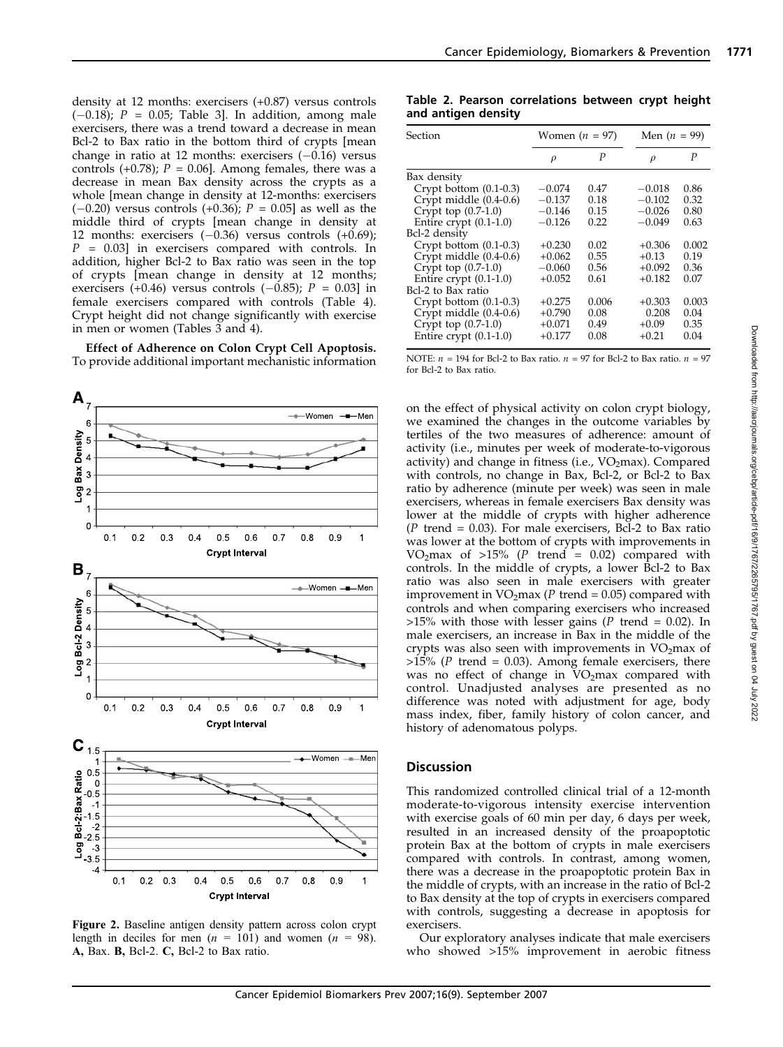density at 12 months: exercisers (+0.87) versus controls (−0.18); $P = 0.05$; Table 3]. In addition, among male exercisers, there was a trend toward a decrease in mean Bcl-2 to Bax ratio in the bottom third of crypts [mean change in ratio at 12 months: exercisers (−0.16) versus controls (+0.78); $P = 0.06$]. Among females, there was a decrease in mean Bax density across the crypts as a whole [mean change in density at 12-months: exercisers (−0.20) versus controls (+0.36); $P = 0.05$] as well as the middle third of crypts [mean change in density at 12 months: exercisers (−0.36) versus controls (+0.69); $P = 0.03$] in exercisers compared with controls. In addition, higher Bcl-2 to Bax ratio was seen in the top of crypts [mean change in density at 12 months; exercisers (+0.46) versus controls (−0.85); $P = 0.03$] in female exercisers compared with controls (Table 4). Crypt height did not change significantly with exercise in men or women (Tables 3 and 4).

**Effect of Adherence on Colon Crypt Cell Apoptosis.** To provide additional important mechanistic information on the effect of physical activity on colon crypt biology, we examined the changes in the outcome variables by tertiles of the two measures of adherence: amount of activity (i.e., minutes per week of moderate-to-vigorous activity) and change in fitness (i.e., $VO_2$max). Compared with controls, no change in Bax, Bcl-2, or Bcl-2 to Bax ratio by adherence (minute per week) was seen in male exercisers, whereas in female exercisers Bax density was lower at the middle of crypts with higher adherence ($P$ trend = 0.03). For male exercisers, Bcl-2 to Bax ratio was lower at the bottom of crypts with improvements in $VO_2$max of >15% ($P$ trend = 0.02) compared with controls. In the middle of crypts, a lower Bcl-2 to Bax ratio was also seen in male exercisers with greater improvement in $VO_2$max ($P$ trend = 0.05) compared with controls and when comparing exercisers who increased >15% with those with lesser gains ($P$ trend = 0.02). In male exercisers, an increase in Bax in the middle of the crypts was also seen with improvements in $VO_2$max of >15% ($P$ trend = 0.03). Among female exercisers, there was no effect of change in $VO_2$max compared with control. Unadjusted analyses are presented as no difference was noted with adjustment for age, body mass index, fiber, family history of colon cancer, and history of adenomatous polyps.

**Table 2. Pearson correlations between crypt height and antigen density**

| Section | Women ($n$ = 97) | | Men ($n$ = 99) | |
|---|---|---|---|---|
| | $\rho$ | $P$ | $\rho$ | $P$ |
| Bax density | | | | |
| Crypt bottom (0.1-0.3) | −0.074 | 0.47 | −0.018 | 0.86 |
| Crypt middle (0.4-0.6) | −0.137 | 0.18 | −0.102 | 0.32 |
| Crypt top (0.7-1.0) | −0.146 | 0.15 | −0.026 | 0.80 |
| Entire crypt (0.1-1.0) | −0.126 | 0.22 | −0.049 | 0.63 |
| Bcl-2 density | | | | |
| Crypt bottom (0.1-0.3) | +0.230 | 0.02 | +0.306 | 0.002 |
| Crypt middle (0.4-0.6) | +0.062 | 0.55 | +0.13 | 0.19 |
| Crypt top (0.7-1.0) | −0.060 | 0.56 | +0.092 | 0.36 |
| Entire crypt (0.1-1.0) | +0.052 | 0.61 | +0.182 | 0.07 |
| Bcl-2 to Bax ratio | | | | |
| Crypt bottom (0.1-0.3) | +0.275 | 0.006 | +0.303 | 0.003 |
| Crypt middle (0.4-0.6) | +0.790 | 0.08 | 0.208 | 0.04 |
| Crypt top (0.7-1.0) | +0.071 | 0.49 | +0.09 | 0.35 |
| Entire crypt (0.1-1.0) | +0.177 | 0.08 | +0.21 | 0.04 |

NOTE: $n$ = 194 for Bcl-2 to Bax ratio. $n$ = 97 for Bcl-2 to Bax ratio. $n$ = 97 for Bcl-2 to Bax ratio.

**Figure 2.** Baseline antigen density pattern across colon crypt length in deciles for men ($n$ = 101) and women ($n$ = 98). **A,** Bax. **B,** Bcl-2. **C,** Bcl-2 to Bax ratio.

## Discussion

This randomized controlled clinical trial of a 12-month moderate-to-vigorous intensity exercise intervention with exercise goals of 60 min per day, 6 days per week, resulted in an increased density of the proapoptotic protein Bax at the bottom of crypts in male exercisers compared with controls. In contrast, among women, there was a decrease in the proapoptotic protein Bax in the middle of crypts, with an increase in the ratio of Bcl-2 to Bax density at the top of crypts in exercisers compared with controls, suggesting a decrease in apoptosis for exercisers.

Our exploratory analyses indicate that male exercisers who showed >15% improvement in aerobic fitness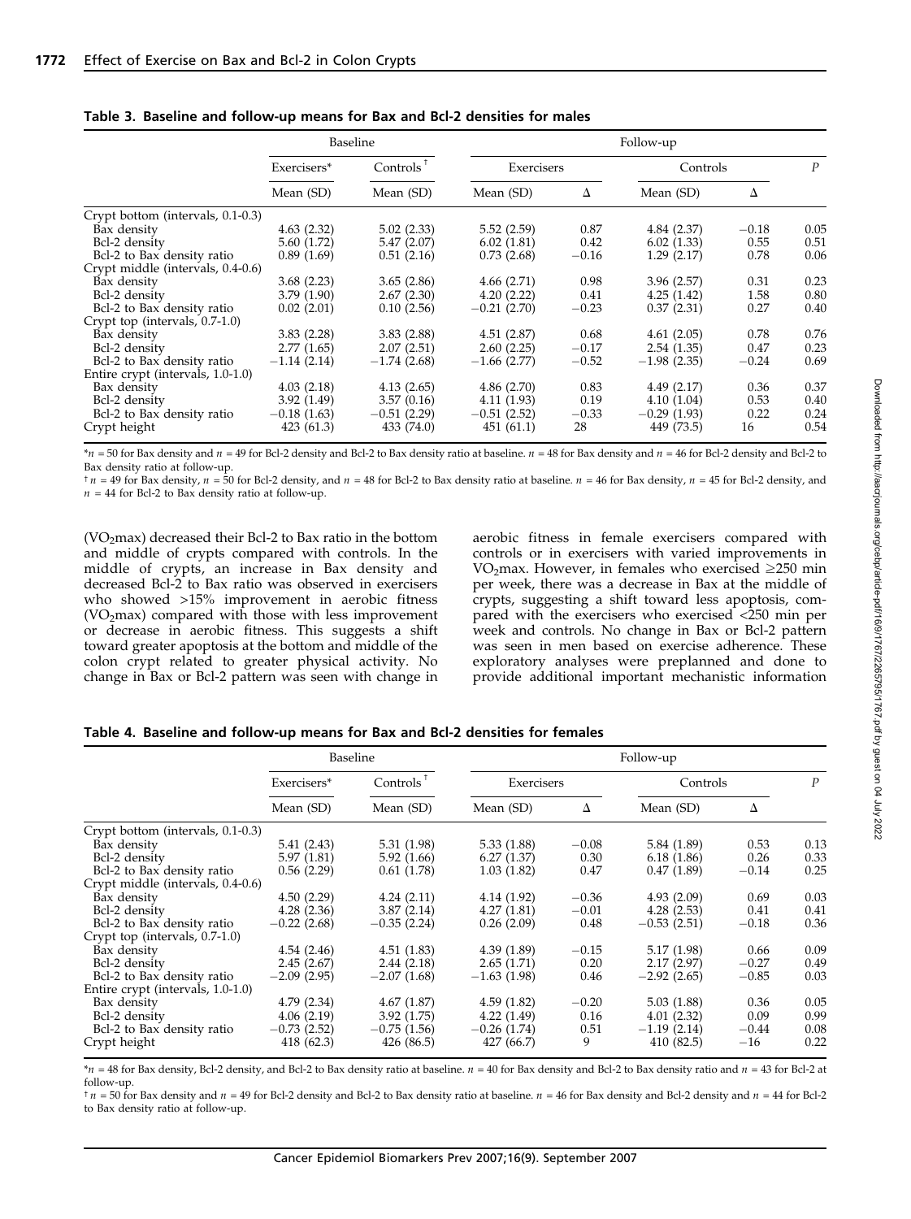**Table 3. Baseline and follow-up means for Bax and Bcl-2 densities for males**

| | Baseline | | Follow-up | | | | |
|---|---|---|---|---|---|---|---|
| | Exercisers* | Controls† | Exercisers | | Controls | | *P* |
| | Mean (SD) | Mean (SD) | Mean (SD) | Δ | Mean (SD) | Δ | |
| Crypt bottom (intervals, 0.1-0.3) | | | | | | | |
| Bax density | 4.63 (2.32) | 5.02 (2.33) | 5.52 (2.59) | 0.87 | 4.84 (2.37) | −0.18 | 0.05 |
| Bcl-2 density | 5.60 (1.72) | 5.47 (2.07) | 6.02 (1.81) | 0.42 | 6.02 (1.33) | 0.55 | 0.51 |
| Bcl-2 to Bax density ratio | 0.89 (1.69) | 0.51 (2.16) | 0.73 (2.68) | −0.16 | 1.29 (2.17) | 0.78 | 0.06 |
| Crypt middle (intervals, 0.4-0.6) | | | | | | | |
| Bax density | 3.68 (2.23) | 3.65 (2.86) | 4.66 (2.71) | 0.98 | 3.96 (2.57) | 0.31 | 0.23 |
| Bcl-2 density | 3.79 (1.90) | 2.67 (2.30) | 4.20 (2.22) | 0.41 | 4.25 (1.42) | 1.58 | 0.80 |
| Bcl-2 to Bax density ratio | 0.02 (2.01) | 0.10 (2.56) | −0.21 (2.70) | −0.23 | 0.37 (2.31) | 0.27 | 0.40 |
| Crypt top (intervals, 0.7-1.0) | | | | | | | |
| Bax density | 3.83 (2.28) | 3.83 (2.88) | 4.51 (2.87) | 0.68 | 4.61 (2.05) | 0.78 | 0.76 |
| Bcl-2 density | 2.77 (1.65) | 2.07 (2.51) | 2.60 (2.25) | −0.17 | 2.54 (1.35) | 0.47 | 0.23 |
| Bcl-2 to Bax density ratio | −1.14 (2.14) | −1.74 (2.68) | −1.66 (2.77) | −0.52 | −1.98 (2.35) | −0.24 | 0.69 |
| Entire crypt (intervals, 1.0-1.0) | | | | | | | |
| Bax density | 4.03 (2.18) | 4.13 (2.65) | 4.86 (2.70) | 0.83 | 4.49 (2.17) | 0.36 | 0.37 |
| Bcl-2 density | 3.92 (1.49) | 3.57 (0.16) | 4.11 (1.93) | 0.19 | 4.10 (1.04) | 0.53 | 0.40 |
| Bcl-2 to Bax density ratio | −0.18 (1.63) | −0.51 (2.29) | −0.51 (2.52) | −0.33 | −0.29 (1.93) | 0.22 | 0.24 |
| Crypt height | 423 (61.3) | 433 (74.0) | 451 (61.1) | 28 | 449 (73.5) | 16 | 0.54 |

*$n$ = 50 for Bax density and $n$ = 49 for Bcl-2 density and Bcl-2 to Bax density ratio at baseline. $n$ = 48 for Bax density and $n$ = 46 for Bcl-2 density and Bcl-2 to Bax density ratio at follow-up.
†$n$ = 49 for Bax density, $n$ = 50 for Bcl-2 density, and $n$ = 48 for Bcl-2 to Bax density ratio at baseline. $n$ = 46 for Bax density, $n$ = 45 for Bcl-2 density, and $n$ = 44 for Bcl-2 to Bax density ratio at follow-up.

($VO_2$max) decreased their Bcl-2 to Bax ratio in the bottom and middle of crypts compared with controls. In the middle of crypts, an increase in Bax density and decreased Bcl-2 to Bax ratio was observed in exercisers who showed >15% improvement in aerobic fitness ($VO_2$max) compared with those with less improvement or decrease in aerobic fitness. This suggests a shift toward greater apoptosis at the bottom and middle of the colon crypt related to greater physical activity. No change in Bax or Bcl-2 pattern was seen with change in aerobic fitness in female exercisers compared with controls or in exercisers with varied improvements in $VO_2$max. However, in females who exercised ≥250 min per week, there was a decrease in Bax at the middle of crypts, suggesting a shift toward less apoptosis, compared with the exercisers who exercised <250 min per week and controls. No change in Bax or Bcl-2 pattern was seen in men based on exercise adherence. These exploratory analyses were preplanned and done to provide additional important mechanistic information

**Table 4. Baseline and follow-up means for Bax and Bcl-2 densities for females**

| | Baseline | | Follow-up | | | | |
|---|---|---|---|---|---|---|---|
| | Exercisers* | Controls† | Exercisers | | Controls | | *P* |
| | Mean (SD) | Mean (SD) | Mean (SD) | Δ | Mean (SD) | Δ | |
| Crypt bottom (intervals, 0.1-0.3) | | | | | | | |
| Bax density | 5.41 (2.43) | 5.31 (1.98) | 5.33 (1.88) | −0.08 | 5.84 (1.89) | 0.53 | 0.13 |
| Bcl-2 density | 5.97 (1.81) | 5.92 (1.66) | 6.27 (1.37) | 0.30 | 6.18 (1.86) | 0.26 | 0.33 |
| Bcl-2 to Bax density ratio | 0.56 (2.29) | 0.61 (1.78) | 1.03 (1.82) | 0.47 | 0.47 (1.89) | −0.14 | 0.25 |
| Crypt middle (intervals, 0.4-0.6) | | | | | | | |
| Bax density | 4.50 (2.29) | 4.24 (2.11) | 4.14 (1.92) | −0.36 | 4.93 (2.09) | 0.69 | 0.03 |
| Bcl-2 density | 4.28 (2.36) | 3.87 (2.14) | 4.27 (1.81) | −0.01 | 4.28 (2.53) | 0.41 | 0.41 |
| Bcl-2 to Bax density ratio | −0.22 (2.68) | −0.35 (2.24) | 0.26 (2.09) | 0.48 | −0.53 (2.51) | −0.18 | 0.36 |
| Crypt top (intervals, 0.7-1.0) | | | | | | | |
| Bax density | 4.54 (2.46) | 4.51 (1.83) | 4.39 (1.89) | −0.15 | 5.17 (1.98) | 0.66 | 0.09 |
| Bcl-2 density | 2.45 (2.67) | 2.44 (2.18) | 2.65 (1.71) | 0.20 | 2.17 (2.97) | −0.27 | 0.49 |
| Bcl-2 to Bax density ratio | −2.09 (2.95) | −2.07 (1.68) | −1.63 (1.98) | 0.46 | −2.92 (2.65) | −0.85 | 0.03 |
| Entire crypt (intervals, 1.0-1.0) | | | | | | | |
| Bax density | 4.79 (2.34) | 4.67 (1.87) | 4.59 (1.82) | −0.20 | 5.03 (1.88) | 0.36 | 0.05 |
| Bcl-2 density | 4.06 (2.19) | 3.92 (1.75) | 4.22 (1.49) | 0.16 | 4.01 (2.32) | 0.09 | 0.99 |
| Bcl-2 to Bax density ratio | −0.73 (2.52) | −0.75 (1.56) | −0.26 (1.74) | 0.51 | −1.19 (2.14) | −0.44 | 0.08 |
| Crypt height | 418 (62.3) | 426 (86.5) | 427 (66.7) | 9 | 410 (82.5) | −16 | 0.22 |

*$n$ = 48 for Bax density, Bcl-2 density, and Bcl-2 to Bax density ratio at baseline. $n$ = 40 for Bax density and Bcl-2 to Bax density ratio and $n$ = 43 for Bcl-2 at follow-up.
†$n$ = 50 for Bax density and $n$ = 49 for Bcl-2 density and Bcl-2 to Bax density ratio at baseline. $n$ = 46 for Bax density and Bcl-2 density and $n$ = 44 for Bcl-2 to Bax density ratio at follow-up.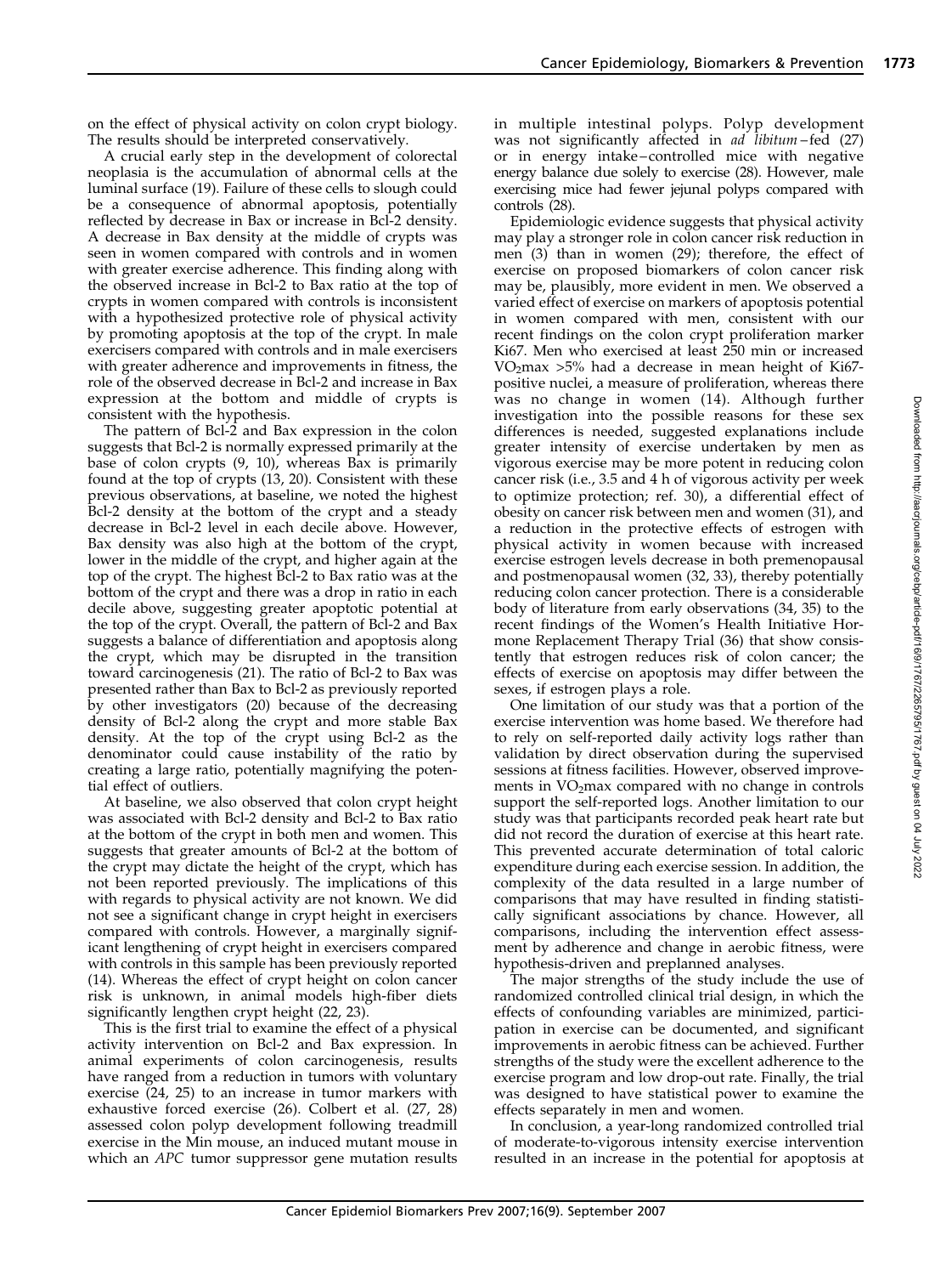on the effect of physical activity on colon crypt biology. The results should be interpreted conservatively.

A crucial early step in the development of colorectal neoplasia is the accumulation of abnormal cells at the luminal surface (19). Failure of these cells to slough could be a consequence of abnormal apoptosis, potentially reflected by decrease in Bax or increase in Bcl-2 density. A decrease in Bax density at the middle of crypts was seen in women compared with controls and in women with greater exercise adherence. This finding along with the observed increase in Bcl-2 to Bax ratio at the top of crypts in women compared with controls is inconsistent with a hypothesized protective role of physical activity by promoting apoptosis at the top of the crypt. In male exercisers compared with controls and in male exercisers with greater adherence and improvements in fitness, the role of the observed decrease in Bcl-2 and increase in Bax expression at the bottom and middle of crypts is consistent with the hypothesis.

The pattern of Bcl-2 and Bax expression in the colon suggests that Bcl-2 is normally expressed primarily at the base of colon crypts (9, 10), whereas Bax is primarily found at the top of crypts (13, 20). Consistent with these previous observations, at baseline, we noted the highest Bcl-2 density at the bottom of the crypt and a steady decrease in Bcl-2 level in each decile above. However, Bax density was also high at the bottom of the crypt, lower in the middle of the crypt, and higher again at the top of the crypt. The highest Bcl-2 to Bax ratio was at the bottom of the crypt and there was a drop in ratio in each decile above, suggesting greater apoptotic potential at the top of the crypt. Overall, the pattern of Bcl-2 and Bax suggests a balance of differentiation and apoptosis along the crypt, which may be disrupted in the transition toward carcinogenesis (21). The ratio of Bcl-2 to Bax was presented rather than Bax to Bcl-2 as previously reported by other investigators (20) because of the decreasing density of Bcl-2 along the crypt and more stable Bax density. At the top of the crypt using Bcl-2 as the denominator could cause instability of the ratio by creating a large ratio, potentially magnifying the potential effect of outliers.

At baseline, we also observed that colon crypt height was associated with Bcl-2 density and Bcl-2 to Bax ratio at the bottom of the crypt in both men and women. This suggests that greater amounts of Bcl-2 at the bottom of the crypt may dictate the height of the crypt, which has not been reported previously. The implications of this with regards to physical activity are not known. We did not see a significant change in crypt height in exercisers compared with controls. However, a marginally significant lengthening of crypt height in exercisers compared with controls in this sample has been previously reported (14). Whereas the effect of crypt height on colon cancer risk is unknown, in animal models high-fiber diets significantly lengthen crypt height (22, 23).

This is the first trial to examine the effect of a physical activity intervention on Bcl-2 and Bax expression. In animal experiments of colon carcinogenesis, results have ranged from a reduction in tumors with voluntary exercise (24, 25) to an increase in tumor markers with exhaustive forced exercise (26). Colbert et al. (27, 28) assessed colon polyp development following treadmill exercise in the Min mouse, an induced mutant mouse in which an *APC* tumor suppressor gene mutation results in multiple intestinal polyps. Polyp development was not significantly affected in *ad libitum*–fed (27) or in energy intake–controlled mice with negative energy balance due solely to exercise (28). However, male exercising mice had fewer jejunal polyps compared with controls (28).

Epidemiologic evidence suggests that physical activity may play a stronger role in colon cancer risk reduction in men (3) than in women (29); therefore, the effect of exercise on proposed biomarkers of colon cancer risk may be, plausibly, more evident in men. We observed a varied effect of exercise on markers of apoptosis potential in women compared with men, consistent with our recent findings on the colon crypt proliferation marker Ki67. Men who exercised at least 250 min or increased $VO_2max$ >5% had a decrease in mean height of Ki67-positive nuclei, a measure of proliferation, whereas there was no change in women (14). Although further investigation into the possible reasons for these sex differences is needed, suggested explanations include greater intensity of exercise undertaken by men as vigorous exercise may be more potent in reducing colon cancer risk (i.e., 3.5 and 4 h of vigorous activity per week to optimize protection; ref. 30), a differential effect of obesity on cancer risk between men and women (31), and a reduction in the protective effects of estrogen with physical activity in women because with increased exercise estrogen levels decrease in both premenopausal and postmenopausal women (32, 33), thereby potentially reducing colon cancer protection. There is a considerable body of literature from early observations (34, 35) to the recent findings of the Women's Health Initiative Hormone Replacement Therapy Trial (36) that show consistently that estrogen reduces risk of colon cancer; the effects of exercise on apoptosis may differ between the sexes, if estrogen plays a role.

One limitation of our study was that a portion of the exercise intervention was home based. We therefore had to rely on self-reported daily activity logs rather than validation by direct observation during the supervised sessions at fitness facilities. However, observed improvements in $VO_2max$ compared with no change in controls support the self-reported logs. Another limitation to our study was that participants recorded peak heart rate but did not record the duration of exercise at this heart rate. This prevented accurate determination of total caloric expenditure during each exercise session. In addition, the complexity of the data resulted in a large number of comparisons that may have resulted in finding statistically significant associations by chance. However, all comparisons, including the intervention effect assessment by adherence and change in aerobic fitness, were hypothesis-driven and preplanned analyses.

The major strengths of the study include the use of randomized controlled clinical trial design, in which the effects of confounding variables are minimized, participation in exercise can be documented, and significant improvements in aerobic fitness can be achieved. Further strengths of the study were the excellent adherence to the exercise program and low drop-out rate. Finally, the trial was designed to have statistical power to examine the effects separately in men and women.

In conclusion, a year-long randomized controlled trial of moderate-to-vigorous intensity exercise intervention resulted in an increase in the potential for apoptosis at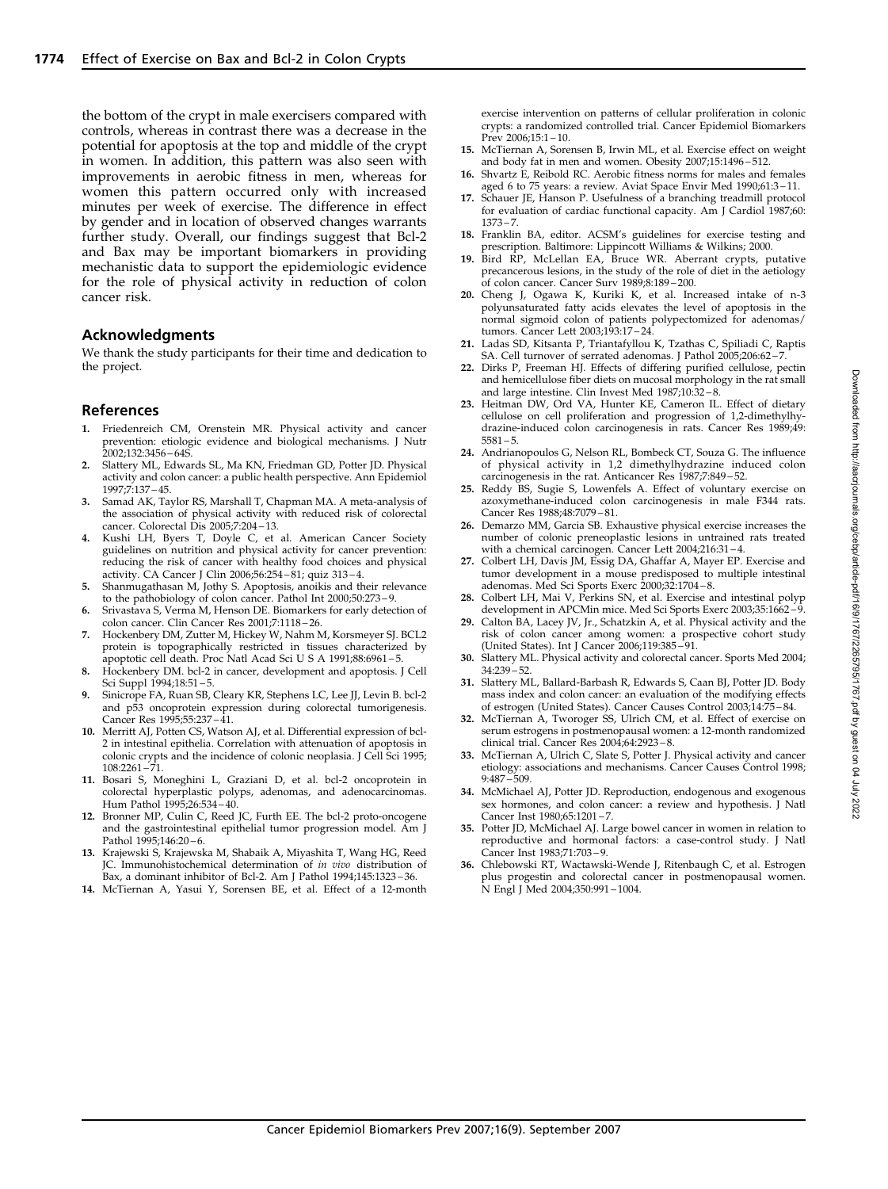the bottom of the crypt in male exercisers compared with controls, whereas in contrast there was a decrease in the potential for apoptosis at the top and middle of the crypt in women. In addition, this pattern was also seen with improvements in aerobic fitness in men, whereas for women this pattern occurred only with increased minutes per week of exercise. The difference in effect by gender and in location of observed changes warrants further study. Overall, our findings suggest that Bcl-2 and Bax may be important biomarkers in providing mechanistic data to support the epidemiologic evidence for the role of physical activity in reduction of colon cancer risk.

## Acknowledgments

We thank the study participants for their time and dedication to the project.

## References

1. Friedenreich CM, Orenstein MR. Physical activity and cancer prevention: etiologic evidence and biological mechanisms. J Nutr 2002;132:3456–64S.
2. Slattery ML, Edwards SL, Ma KN, Friedman GD, Potter JD. Physical activity and colon cancer: a public health perspective. Ann Epidemiol 1997;7:137–45.
3. Samad AK, Taylor RS, Marshall T, Chapman MA. A meta-analysis of the association of physical activity with reduced risk of colorectal cancer. Colorectal Dis 2005;7:204–13.
4. Kushi LH, Byers T, Doyle C, et al. American Cancer Society guidelines on nutrition and physical activity for cancer prevention: reducing the risk of cancer with healthy food choices and physical activity. CA Cancer J Clin 2006;56:254–81; quiz 313–4.
5. Shanmugathasan M, Jothy S. Apoptosis, anoikis and their relevance to the pathobiology of colon cancer. Pathol Int 2000;50:273–9.
6. Srivastava S, Verma M, Henson DE. Biomarkers for early detection of colon cancer. Clin Cancer Res 2001;7:1118–26.
7. Hockenbery DM, Zutter M, Hickey W, Nahm M, Korsmeyer SJ. BCL2 protein is topographically restricted in tissues characterized by apoptotic cell death. Proc Natl Acad Sci U S A 1991;88:6961–5.
8. Hockenbery DM. bcl-2 in cancer, development and apoptosis. J Cell Sci Suppl 1994;18:51–5.
9. Sinicrope FA, Ruan SB, Cleary KR, Stephens LC, Lee JJ, Levin B. bcl-2 and p53 oncoprotein expression during colorectal tumorigenesis. Cancer Res 1995;55:237–41.
10. Merritt AJ, Potten CS, Watson AJ, et al. Differential expression of bcl-2 in intestinal epithelia. Correlation with attenuation of apoptosis in colonic crypts and the incidence of colonic neoplasia. J Cell Sci 1995;108:2261–71.
11. Bosari S, Moneghini L, Graziani D, et al. bcl-2 oncoprotein in colorectal hyperplastic polyps, adenomas, and adenocarcinomas. Hum Pathol 1995;26:534–40.
12. Bronner MP, Culin C, Reed JC, Furth EE. The bcl-2 proto-oncogene and the gastrointestinal epithelial tumor progression model. Am J Pathol 1995;146:20–6.
13. Krajewski S, Krajewska M, Shabaik A, Miyashita T, Wang HG, Reed JC. Immunohistochemical determination of *in vivo* distribution of Bax, a dominant inhibitor of Bcl-2. Am J Pathol 1994;145:1323–36.
14. McTiernan A, Yasui Y, Sorensen BE, et al. Effect of a 12-month exercise intervention on patterns of cellular proliferation in colonic crypts: a randomized controlled trial. Cancer Epidemiol Biomarkers Prev 2006;15:1–10.
15. McTiernan A, Sorensen B, Irwin ML, et al. Exercise effect on weight and body fat in men and women. Obesity 2007;15:1496–512.
16. Shvartz E, Reibold RC. Aerobic fitness norms for males and females aged 6 to 75 years: a review. Aviat Space Envir Med 1990;61:3–11.
17. Schauer JE, Hanson P. Usefulness of a branching treadmill protocol for evaluation of cardiac functional capacity. Am J Cardiol 1987;60:1373–7.
18. Franklin BA, editor. ACSM's guidelines for exercise testing and prescription. Baltimore: Lippincott Williams & Wilkins; 2000.
19. Bird RP, McLellan EA, Bruce WR. Aberrant crypts, putative precancerous lesions, in the study of the role of diet in the aetiology of colon cancer. Cancer Surv 1989;8:189–200.
20. Cheng J, Ogawa K, Kuriki K, et al. Increased intake of n-3 polyunsaturated fatty acids elevates the level of apoptosis in the normal sigmoid colon of patients polypectomized for adenomas/tumors. Cancer Lett 2003;193:17–24.
21. Ladas SD, Kitsanta P, Triantafyllou K, Tzathas C, Spiliadi C, Raptis SA. Cell turnover of serrated adenomas. J Pathol 2005;206:62–7.
22. Dirks P, Freeman HJ. Effects of differing purified cellulose, pectin and hemicellulose fiber diets on mucosal morphology in the rat small and large intestine. Clin Invest Med 1987;10:32–8.
23. Heitman DW, Ord VA, Hunter KE, Cameron IL. Effect of dietary cellulose on cell proliferation and progression of 1,2-dimethylhydrazine-induced colon carcinogenesis in rats. Cancer Res 1989;49:5581–5.
24. Andrianopoulos G, Nelson RL, Bombeck CT, Souza G. The influence of physical activity in 1,2 dimethylhydrazine induced colon carcinogenesis in the rat. Anticancer Res 1987;7:849–52.
25. Reddy BS, Sugie S, Lowenfels A. Effect of voluntary exercise on azoxymethane-induced colon carcinogenesis in male F344 rats. Cancer Res 1988;48:7079–81.
26. Demarzo MM, Garcia SB. Exhaustive physical exercise increases the number of colonic preneoplastic lesions in untrained rats treated with a chemical carcinogen. Cancer Lett 2004;216:31–4.
27. Colbert LH, Davis JM, Essig DA, Ghaffar A, Mayer EP. Exercise and tumor development in a mouse predisposed to multiple intestinal adenomas. Med Sci Sports Exerc 2000;32:1704–8.
28. Colbert LH, Mai V, Perkins SN, et al. Exercise and intestinal polyp development in APCMin mice. Med Sci Sports Exerc 2003;35:1662–9.
29. Calton BA, Lacey JV, Jr., Schatzkin A, et al. Physical activity and the risk of colon cancer among women: a prospective cohort study (United States). Int J Cancer 2006;119:385–91.
30. Slattery ML. Physical activity and colorectal cancer. Sports Med 2004;34:239–52.
31. Slattery ML, Ballard-Barbash R, Edwards S, Caan BJ, Potter JD. Body mass index and colon cancer: an evaluation of the modifying effects of estrogen (United States). Cancer Causes Control 2003;14:75–84.
32. McTiernan A, Tworoger SS, Ulrich CM, et al. Effect of exercise on serum estrogens in postmenopausal women: a 12-month randomized clinical trial. Cancer Res 2004;64:2923–8.
33. McTiernan A, Ulrich C, Slate S, Potter J. Physical activity and cancer etiology: associations and mechanisms. Cancer Causes Control 1998;9:487–509.
34. McMichael AJ, Potter JD. Reproduction, endogenous and exogenous sex hormones, and colon cancer: a review and hypothesis. J Natl Cancer Inst 1980;65:1201–7.
35. Potter JD, McMichael AJ. Large bowel cancer in women in relation to reproductive and hormonal factors: a case-control study. J Natl Cancer Inst 1983;71:703–9.
36. Chlebowski RT, Wactawski-Wende J, Ritenbaugh C, et al. Estrogen plus progestin and colorectal cancer in postmenopausal women. N Engl J Med 2004;350:991–1004.